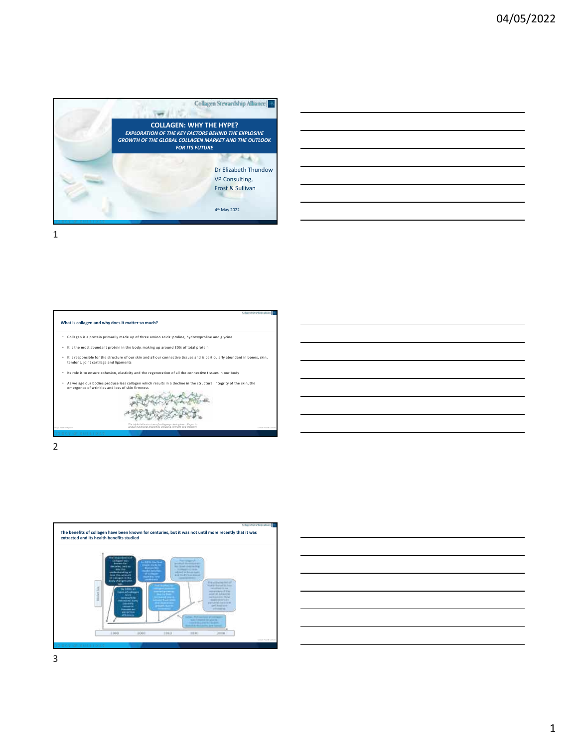# COLLAGEN: WHY THE HYPE?

*EXPLORATION OF THE KEY FACTORS BEHIND THE EXPLOSIVE GROWTH OF THE GLOBAL COLLAGEN MARKET AND THE OUTLOOK FOR ITS FUTURE*

Dr Elizabeth Thundow
VP Consulting,
Frost & Sullivan

4th May 2022

## What is collagen and why does it matter so much?

- Collagen is a protein primarily made up of three amino acids: proline, hydroxyproline and glycine
- It is the most abundant protein in the body, making up around 30% of total protein
- It is responsible for the structure of our skin and all our connective tissues and is particularly abundant in bones, skin, tendons, joint cartilage and ligaments
- Its role is to ensure cohesion, elasticity and the regeneration of all the connective tissues in our body
- As we age our bodies produce less collagen which results in a decline in the structural integrity of the skin, the emergence of wrinkles and loss of skin firmness

*The triple helix structure of collagen protein gives collagen its unique functional properties including strength and elasticity*

## The benefits of collagen have been known for centuries, but it was not until more recently that it was extracted and its health benefits studied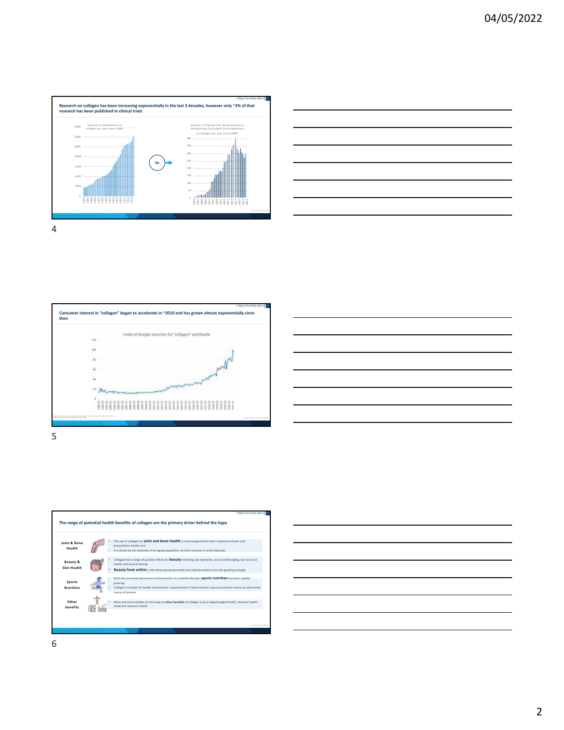Research on collagen has been increasing exponentially in the last 3 decades, however only ~3% of that research has been published in clinical trials

Number of publications on collagen per year since 1980*

3%

Number of Clinical Trial, Meta-Analysis or Randomized Controlled Trial publications on collagen per year since 1980*

Consumer interest in "collagen" began to accelerate in ~2010 and has grown almost exponentially since then

Index of Google searches for "collagen" worldwide

The range of potential health benefits of collagen are the primary driver behind the hype

**Joint & Bone Health**
- The use of collagen for **joint and bone health** is well recognised for both treatment of pain and preventative health care
- It is driven by the demands of an aging population, and the increase in active lifestyles

**Beauty & Skin Health**
- Collagen has a range of positive effects for **beauty** including skin hydration, anti-wrinkles/aging, hair and nail health and wound healing
- **Beauty from within** is the fastest-growing market but topical products are also growing strongly

**Sports Nutrition**
- With the increased awareness of the benefits of a healthy lifestyle, **sports nutrition** has been rapidly growing
- Collagen is market for health maintenance, improvement of performance, injury prevention and as an alternative source of protein

**Other benefits**
- More and more studies are focusing on **other benefits** of collagen such as digestive/gut health, immune health, sleep and recovery health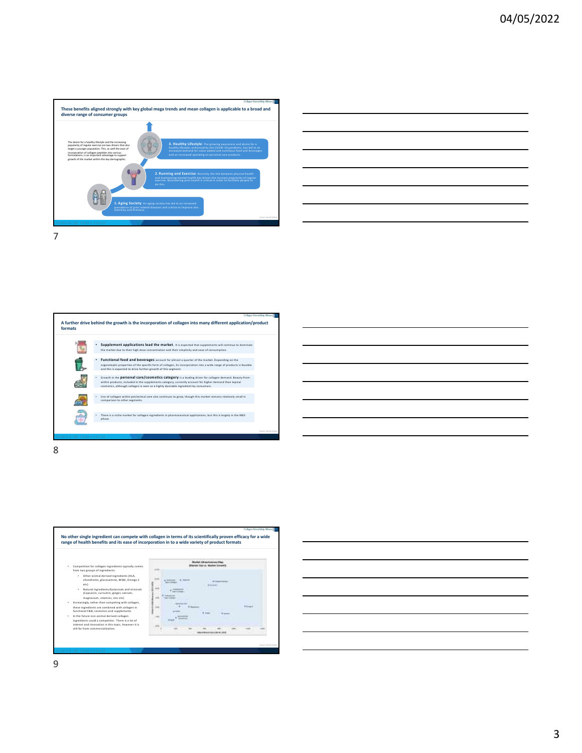## These benefits aligned strongly with key global mega trends and mean collagen is applicable to a broad and diverse range of consumer groups

The desire for a healthy lifestyle and the increasing popularity of regular exercise are two drivers that also target a younger population. This, as well the ease of incorporation of collagen peptides into various formulations, is an important advantage to support growth of the market within this key demographic.

**3. Healthy Lifestyle**: The growing awareness and desire for a healthy lifestyle, enhanced by the COVID-19 pandemic, has led to an increased demand for value-added and nutritious food and beverages and an increased spending on personal care products.

**2. Running and Exercise**: Recently, the link between physical health and maintaining mental health has driven the increase popularity of regular exercise. Maintaining joint health is critical in order to facilitate people to do this.

**1. Aging Society**: An aging society has led to an increased prevalence of joint related diseases and a drive to improve skin elasticity and firmness.

## A further drive behind the growth is the incorporation of collagen into many different application/product formats

- **Supplement applications lead the market**. It is expected that supplements will continue to dominate the market due to their high dose concentration and their simplicity and ease of consumption.
- **Functional food and beverages** account for almost a quarter of the market. Depending on the organoleptic properties of the specific form of collagen, its incorporation into a wide range of products is feasible and this is expected to drive further growth of this segment.
- Growth in the **personal care/cosmetics category** is a leading driver for collagen demand. Beauty-from-within products, included in the supplements category, currently account for higher demand than topical cosmetics, although collagen is seen as a highly desirable ingredient by consumers.
- Use of collagen within pet/animal care also continues to grow, though this market remains relatively small in comparison to other segments.
- There is a niche market for collagen ingredients in pharmaceutical applications, but this is largely in the R&D phase.

## No other single ingredient can compete with collagen in terms of its scientifically proven efficacy for a wide range of health benefits and its ease of incorporation in to a wide variety of product formats

- Competition for collagen ingredients typically comes from two groups of ingredients:
  - Other animal derived ingredients (HLA, chondroitin, glucosamine, MSM, Omega 3 etc)
  - Natural ingredients/botanicals and minerals (Capsaicin, curcumin, ginger, calcium, magnesium, vitamins, zinc etc)
- Increasingly, rather than competing with collagen, these ingredients are combined with collagen in functional F&B, cosmetics and supplements
- In the future non-animal derived collagen ingredients could a competitor. There is a lot of interest and innovation in this topic, however it is still far from commercialisation.

Market Attractiveness Map (Market Size vs. Market Growth)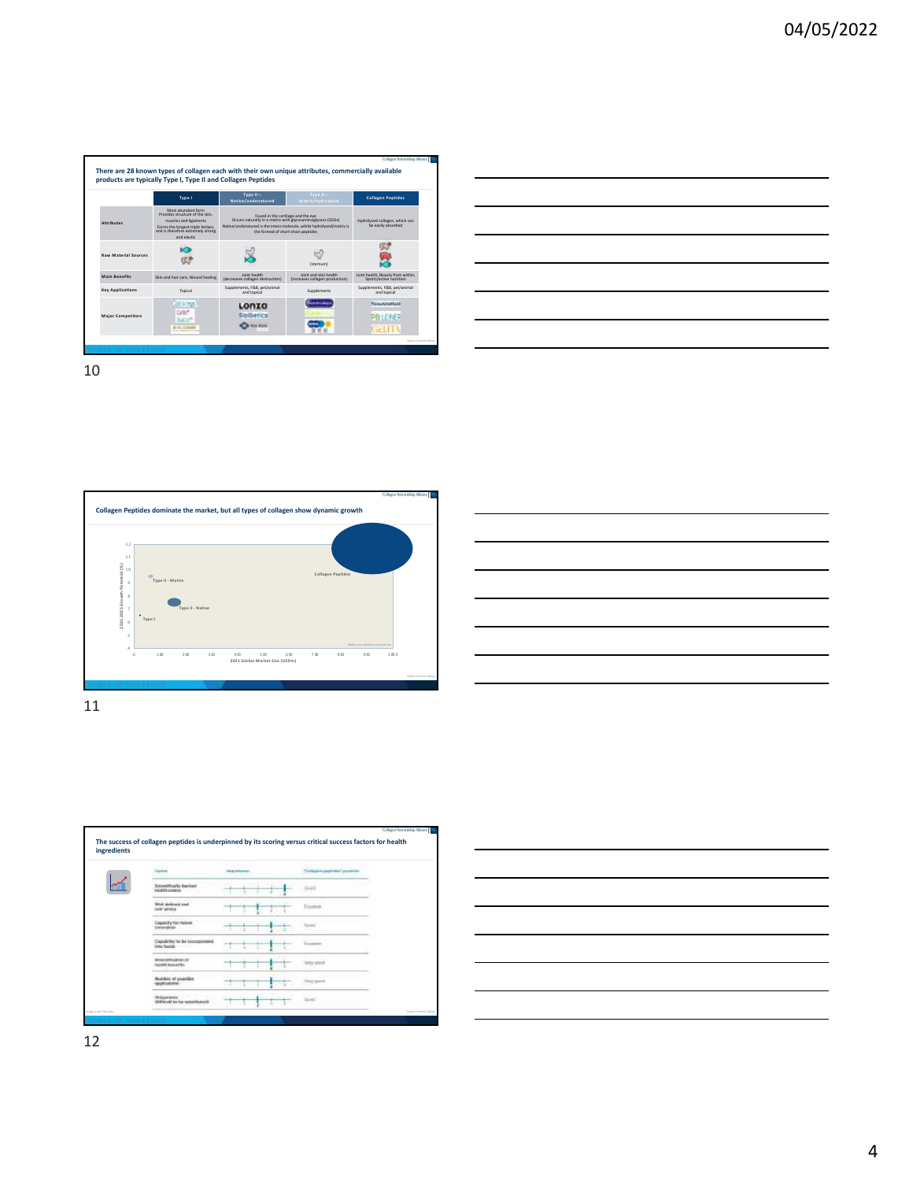## 10

**There are 28 known types of collagen each with their own unique attributes, commercially available products are typically Type I, Type II and Collagen Peptides**

| | Type I | Type II – Native/undenatured | Type II – Matrix/hydrolysed | Collagen Peptides |
|---|---|---|---|---|
| Attributes | Most abundant form. Provides structure of the skin, muscles and ligaments. Forms the longest triple helixes, and is therefore extremely strong and elastic | Found in the cartilage and the eye. Occurs naturally in a matrix with glycosaminoglycans (GSGs). Native/undenatured is the intact molecule, whilst hydrolysed/matrix is the formed of short-chain peptides | | Hydrolysed collagen, which can be easily absorbed |
| Raw Material Sources | | | (sternum) | |
| Main Benefits | Skin and hair care, Wound healing | Joint health (decreases collagen destruction) | Joint and skin health (increases collagen production) | Joint health, Beauty from within, Sports/active nutrition |
| Key Applications | Topical | Supplements, F&B, pet/animal and topical | Supplements | Supplements, F&B, pet/animal and topical |
| Major Competitors | | Lonza, BioIberica | | Rousselot, PB Leiner, Gelita |

## 11

**Collagen Peptides dominate the market, but all types of collagen show dynamic growth**

Chart: 2021-2025 Growth Potential (%) vs 2021 Global Market Size (USDm). Points: Type II - Matrix, Type II - Native, Type I, Collagen Peptides.

## 12

**The success of collagen peptides is underpinned by its scoring versus critical success factors for health ingredients**

| Factors | Importance | Collagen peptides' position |
|---|---|---|
| Scientifically-backed health claims | | Good |
| Well defined and user group | | Excellent |
| Capacity for future innovation | | Good |
| Capability to be incorporated into foods | | Excellent |
| Immunity/strain of health benefits | | Very good |
| Number of possible applications | | Very good |
| Uniqueness (difficult to be substituted) | | Good |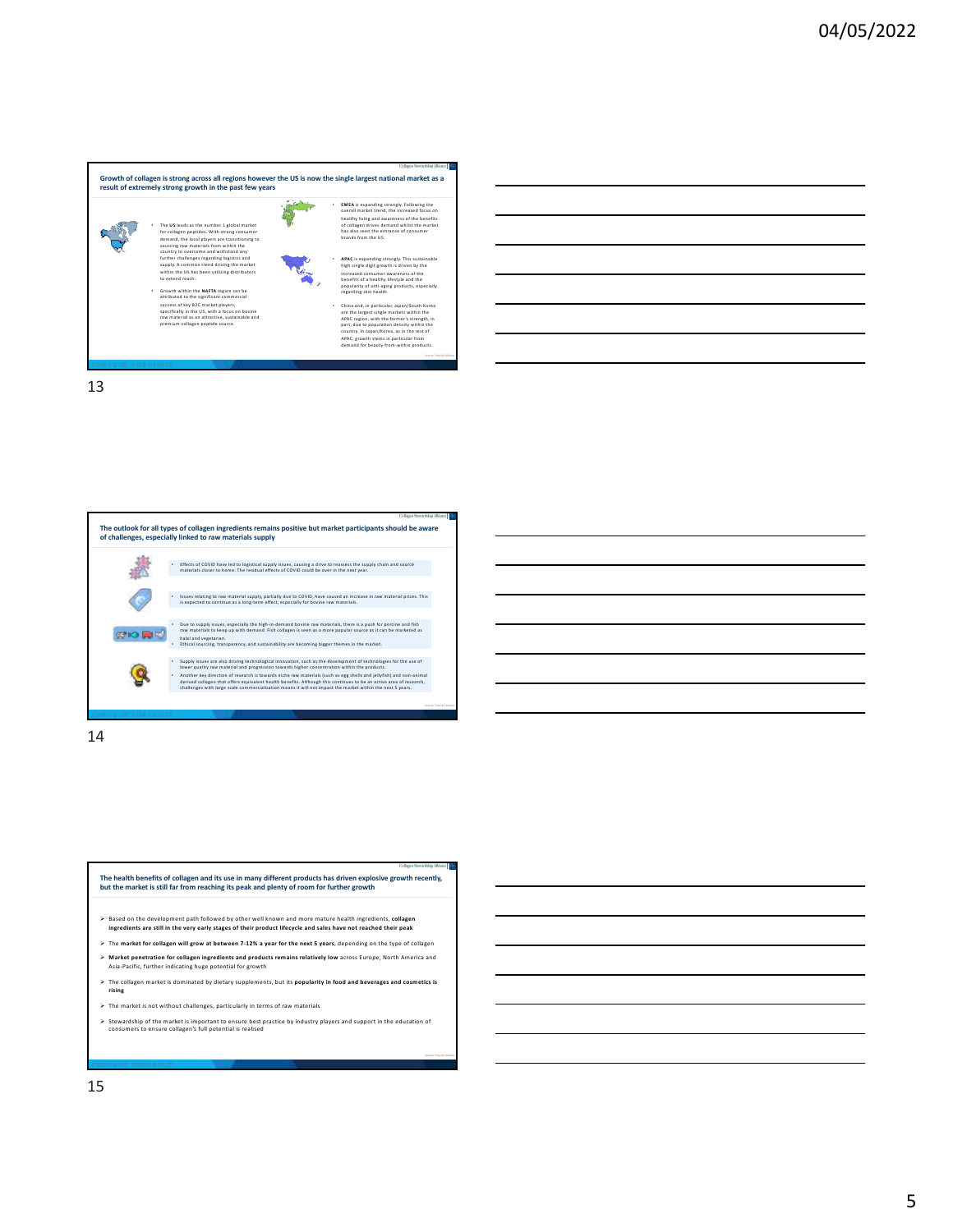## Growth of collagen is strong across all regions however the US is now the single largest national market as a result of extremely strong growth in the past few years

- The **US** leads as the number 1 global market for collagen peptides. With strong consumer demand, the local players are transitioning to sourcing raw materials from within the country to overcome and withstand any further challenges regarding logistics and supply. A common trend driving the market within the US has been utilizing distributors to extend reach.
- Growth within the **NAFTA** region can be attributed to the significant commercial success of key B2C market players, specifically in the US, with a focus on bovine raw material as an attractive, sustainable and premium collagen peptide source.

- **EMEA** is expanding strongly. Following the overall market trend, the increased focus on healthy living and awareness of the benefits of collagen drives demand whilst the market has also seen the entrance of consumer brands from the US.
- **APAC** is expanding strongly. This sustainable high single digit growth is driven by the increased consumer awareness of the benefits of a healthy lifestyle and the popularity of anti-aging products, especially regarding skin health.
- China and, in particular, Japan/South Korea are the largest single markets within the APAC region, with the former's strength, in part, due to population density within the country. In Japan/Korea, as in the rest of APAC, growth stems in particular from demand for beauty-from-within products.

## The outlook for all types of collagen ingredients remains positive but market participants should be aware of challenges, especially linked to raw materials supply

- Effects of COVID have led to logistical supply issues, causing a drive to reassess the supply chain and source materials closer to home. The residual effects of COVID could be over in the next year.
- Issues relating to raw material supply, partially due to COVID, have caused an increase in raw material prices. This is expected to continue as a long-term effect, especially for bovine raw materials.
- Due to supply issues, especially the high-in-demand bovine raw materials, there is a push for porcine and fish raw materials to keep up with demand. Fish collagen is seen as a more popular source as it can be marketed as halal and vegetarian.
- Ethical sourcing, transparency, and sustainability are becoming bigger themes in the market.
- Supply issues are also driving technological innovation, such as the development of technologies for the use of lower quality raw material and progression towards higher concentration within the products.
- Another key direction of research is towards niche raw materials (such as egg shells and jellyfish) and non-animal derived collagen that offers equivalent health benefits. Although this continues to be an active area of research, challenges with large scale commercialisation means it will not impact the market within the next 5 years.

## The health benefits of collagen and its use in many different products has driven explosive growth recently, but the market is still far from reaching its peak and plenty of room for further growth

- Based on the development path followed by other well known and more mature health ingredients, **collagen ingredients are still in the very early stages of their product lifecycle and sales have not reached their peak**
- The **market for collagen will grow at between 7-12% a year for the next 5 years**, depending on the type of collagen
- **Market penetration for collagen ingredients and products remains relatively low** across Europe, North America and Asia-Pacific, further indicating huge potential for growth
- The collagen market is dominated by dietary supplements, but its **popularity in food and beverages and cosmetics is rising**
- The market is not without challenges, particularly in terms of raw materials
- Stewardship of the market is important to ensure best practice by industry players and support in the education of consumers to ensure collagen's full potential is realised